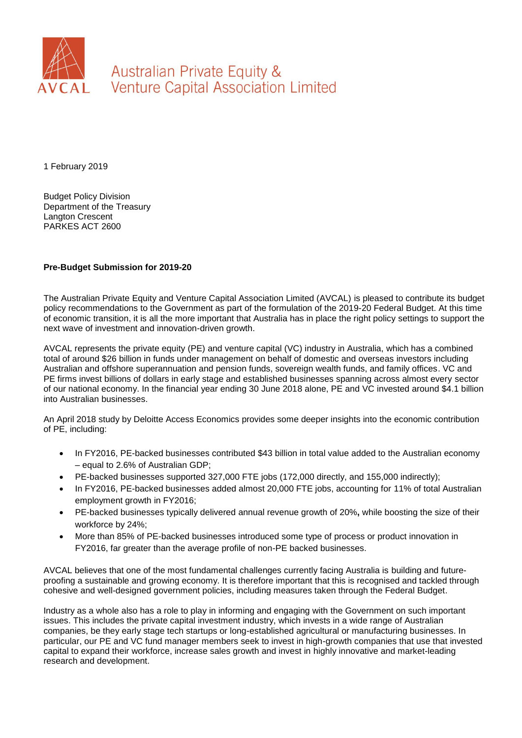AVCAL

Australian Private Equity & Venture Capital Association Limited

1 February 2019

Budget Policy Division
Department of the Treasury
Langton Crescent
PARKES ACT 2600

**Pre-Budget Submission for 2019-20**

The Australian Private Equity and Venture Capital Association Limited (AVCAL) is pleased to contribute its budget policy recommendations to the Government as part of the formulation of the 2019-20 Federal Budget. At this time of economic transition, it is all the more important that Australia has in place the right policy settings to support the next wave of investment and innovation-driven growth.

AVCAL represents the private equity (PE) and venture capital (VC) industry in Australia, which has a combined total of around $26 billion in funds under management on behalf of domestic and overseas investors including Australian and offshore superannuation and pension funds, sovereign wealth funds, and family offices. VC and PE firms invest billions of dollars in early stage and established businesses spanning across almost every sector of our national economy. In the financial year ending 30 June 2018 alone, PE and VC invested around $4.1 billion into Australian businesses.

An April 2018 study by Deloitte Access Economics provides some deeper insights into the economic contribution of PE, including:

- In FY2016, PE-backed businesses contributed $43 billion in total value added to the Australian economy – equal to 2.6% of Australian GDP;
- PE-backed businesses supported 327,000 FTE jobs (172,000 directly, and 155,000 indirectly);
- In FY2016, PE-backed businesses added almost 20,000 FTE jobs, accounting for 11% of total Australian employment growth in FY2016;
- PE-backed businesses typically delivered annual revenue growth of 20%**,** while boosting the size of their workforce by 24%;
- More than 85% of PE-backed businesses introduced some type of process or product innovation in FY2016, far greater than the average profile of non-PE backed businesses.

AVCAL believes that one of the most fundamental challenges currently facing Australia is building and future-proofing a sustainable and growing economy. It is therefore important that this is recognised and tackled through cohesive and well-designed government policies, including measures taken through the Federal Budget.

Industry as a whole also has a role to play in informing and engaging with the Government on such important issues. This includes the private capital investment industry, which invests in a wide range of Australian companies, be they early stage tech startups or long-established agricultural or manufacturing businesses. In particular, our PE and VC fund manager members seek to invest in high-growth companies that use that invested capital to expand their workforce, increase sales growth and invest in highly innovative and market-leading research and development.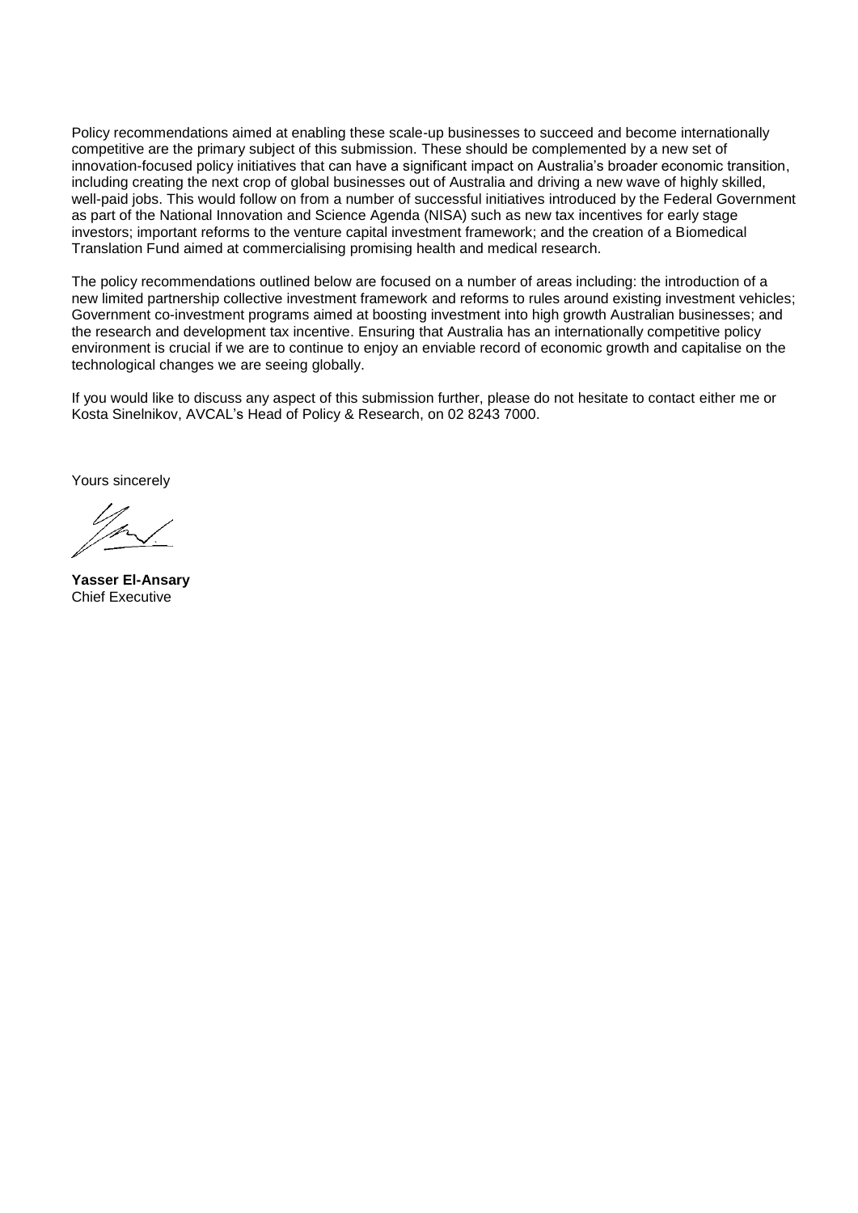Policy recommendations aimed at enabling these scale-up businesses to succeed and become internationally competitive are the primary subject of this submission. These should be complemented by a new set of innovation-focused policy initiatives that can have a significant impact on Australia's broader economic transition, including creating the next crop of global businesses out of Australia and driving a new wave of highly skilled, well-paid jobs. This would follow on from a number of successful initiatives introduced by the Federal Government as part of the National Innovation and Science Agenda (NISA) such as new tax incentives for early stage investors; important reforms to the venture capital investment framework; and the creation of a Biomedical Translation Fund aimed at commercialising promising health and medical research.

The policy recommendations outlined below are focused on a number of areas including: the introduction of a new limited partnership collective investment framework and reforms to rules around existing investment vehicles; Government co-investment programs aimed at boosting investment into high growth Australian businesses; and the research and development tax incentive. Ensuring that Australia has an internationally competitive policy environment is crucial if we are to continue to enjoy an enviable record of economic growth and capitalise on the technological changes we are seeing globally.

If you would like to discuss any aspect of this submission further, please do not hesitate to contact either me or Kosta Sinelnikov, AVCAL's Head of Policy & Research, on 02 8243 7000.

Yours sincerely

**Yasser El-Ansary**
Chief Executive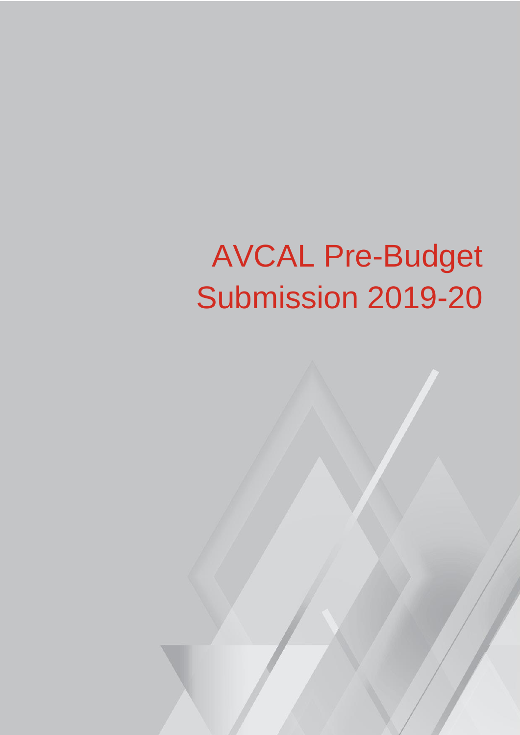# AVCAL Pre-Budget Submission 2019-20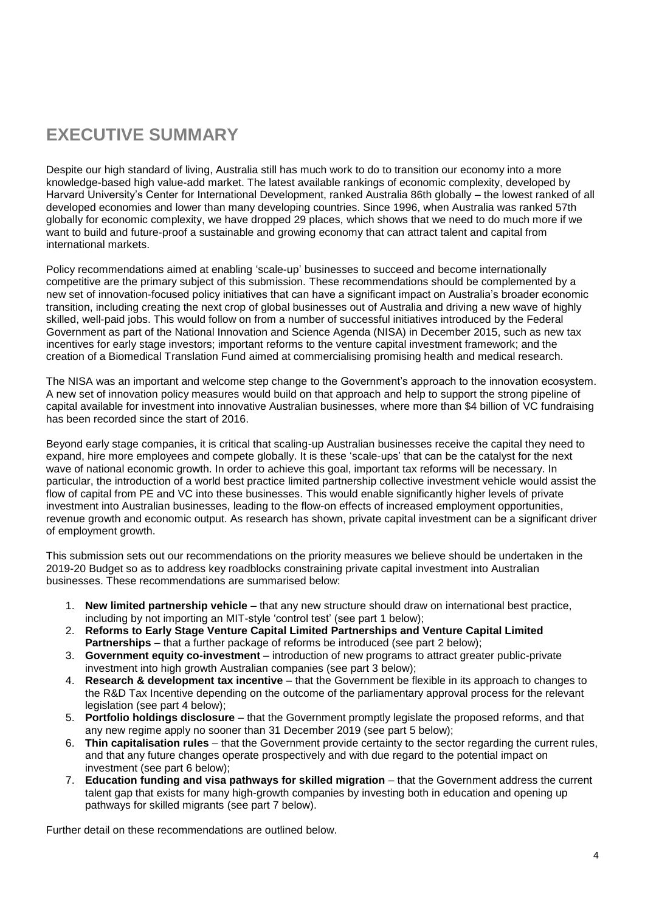# EXECUTIVE SUMMARY

Despite our high standard of living, Australia still has much work to do to transition our economy into a more knowledge-based high value-add market. The latest available rankings of economic complexity, developed by Harvard University's Center for International Development, ranked Australia 86th globally – the lowest ranked of all developed economies and lower than many developing countries. Since 1996, when Australia was ranked 57th globally for economic complexity, we have dropped 29 places, which shows that we need to do much more if we want to build and future-proof a sustainable and growing economy that can attract talent and capital from international markets.

Policy recommendations aimed at enabling 'scale-up' businesses to succeed and become internationally competitive are the primary subject of this submission. These recommendations should be complemented by a new set of innovation-focused policy initiatives that can have a significant impact on Australia's broader economic transition, including creating the next crop of global businesses out of Australia and driving a new wave of highly skilled, well-paid jobs. This would follow on from a number of successful initiatives introduced by the Federal Government as part of the National Innovation and Science Agenda (NISA) in December 2015, such as new tax incentives for early stage investors; important reforms to the venture capital investment framework; and the creation of a Biomedical Translation Fund aimed at commercialising promising health and medical research.

The NISA was an important and welcome step change to the Government's approach to the innovation ecosystem. A new set of innovation policy measures would build on that approach and help to support the strong pipeline of capital available for investment into innovative Australian businesses, where more than $4 billion of VC fundraising has been recorded since the start of 2016.

Beyond early stage companies, it is critical that scaling-up Australian businesses receive the capital they need to expand, hire more employees and compete globally. It is these 'scale-ups' that can be the catalyst for the next wave of national economic growth. In order to achieve this goal, important tax reforms will be necessary. In particular, the introduction of a world best practice limited partnership collective investment vehicle would assist the flow of capital from PE and VC into these businesses. This would enable significantly higher levels of private investment into Australian businesses, leading to the flow-on effects of increased employment opportunities, revenue growth and economic output. As research has shown, private capital investment can be a significant driver of employment growth.

This submission sets out our recommendations on the priority measures we believe should be undertaken in the 2019-20 Budget so as to address key roadblocks constraining private capital investment into Australian businesses. These recommendations are summarised below:

1. **New limited partnership vehicle** – that any new structure should draw on international best practice, including by not importing an MIT-style 'control test' (see part 1 below);
2. **Reforms to Early Stage Venture Capital Limited Partnerships and Venture Capital Limited Partnerships** – that a further package of reforms be introduced (see part 2 below);
3. **Government equity co-investment** – introduction of new programs to attract greater public-private investment into high growth Australian companies (see part 3 below);
4. **Research & development tax incentive** – that the Government be flexible in its approach to changes to the R&D Tax Incentive depending on the outcome of the parliamentary approval process for the relevant legislation (see part 4 below);
5. **Portfolio holdings disclosure** – that the Government promptly legislate the proposed reforms, and that any new regime apply no sooner than 31 December 2019 (see part 5 below);
6. **Thin capitalisation rules** – that the Government provide certainty to the sector regarding the current rules, and that any future changes operate prospectively and with due regard to the potential impact on investment (see part 6 below);
7. **Education funding and visa pathways for skilled migration** – that the Government address the current talent gap that exists for many high-growth companies by investing both in education and opening up pathways for skilled migrants (see part 7 below).

Further detail on these recommendations are outlined below.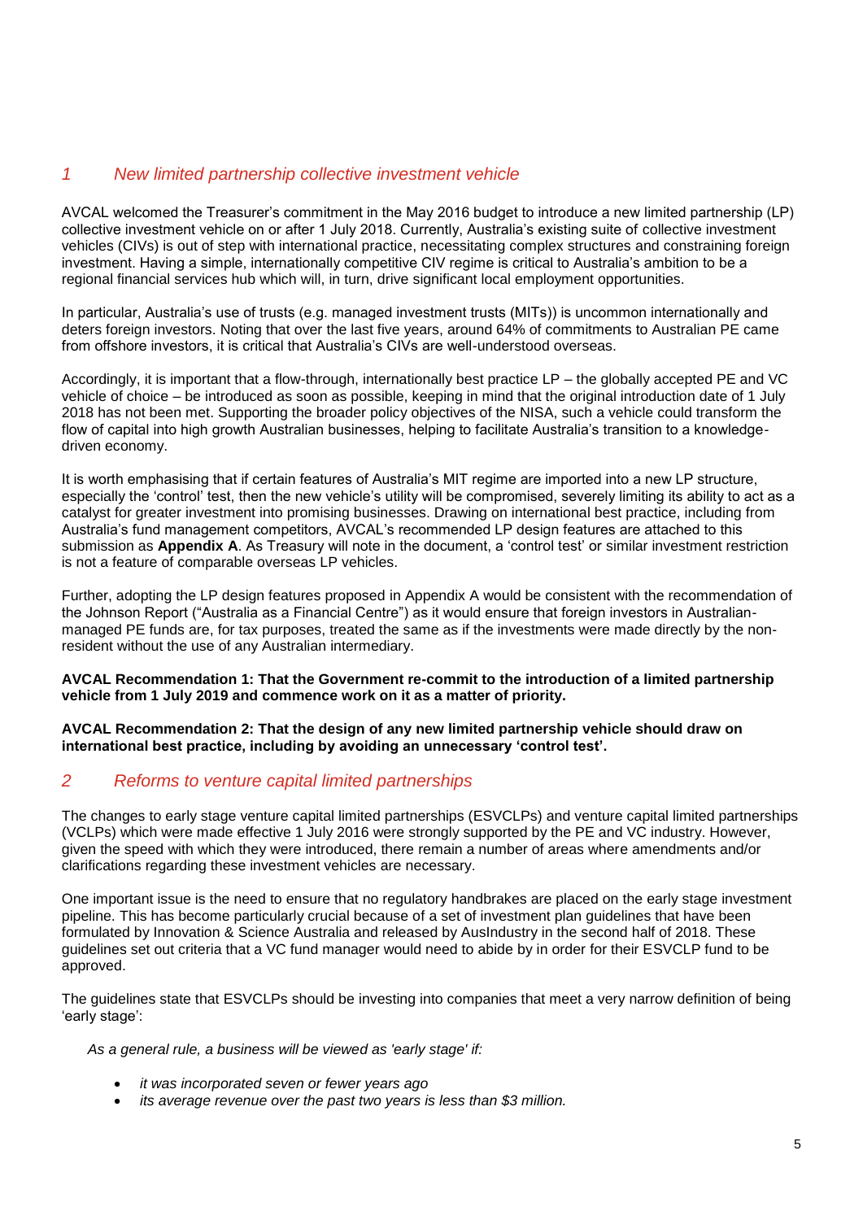## *1 New limited partnership collective investment vehicle*

AVCAL welcomed the Treasurer's commitment in the May 2016 budget to introduce a new limited partnership (LP) collective investment vehicle on or after 1 July 2018. Currently, Australia's existing suite of collective investment vehicles (CIVs) is out of step with international practice, necessitating complex structures and constraining foreign investment. Having a simple, internationally competitive CIV regime is critical to Australia's ambition to be a regional financial services hub which will, in turn, drive significant local employment opportunities.

In particular, Australia's use of trusts (e.g. managed investment trusts (MITs)) is uncommon internationally and deters foreign investors. Noting that over the last five years, around 64% of commitments to Australian PE came from offshore investors, it is critical that Australia's CIVs are well-understood overseas.

Accordingly, it is important that a flow-through, internationally best practice LP – the globally accepted PE and VC vehicle of choice – be introduced as soon as possible, keeping in mind that the original introduction date of 1 July 2018 has not been met. Supporting the broader policy objectives of the NISA, such a vehicle could transform the flow of capital into high growth Australian businesses, helping to facilitate Australia's transition to a knowledge-driven economy.

It is worth emphasising that if certain features of Australia's MIT regime are imported into a new LP structure, especially the 'control' test, then the new vehicle's utility will be compromised, severely limiting its ability to act as a catalyst for greater investment into promising businesses. Drawing on international best practice, including from Australia's fund management competitors, AVCAL's recommended LP design features are attached to this submission as **Appendix A**. As Treasury will note in the document, a 'control test' or similar investment restriction is not a feature of comparable overseas LP vehicles.

Further, adopting the LP design features proposed in Appendix A would be consistent with the recommendation of the Johnson Report ("Australia as a Financial Centre") as it would ensure that foreign investors in Australian-managed PE funds are, for tax purposes, treated the same as if the investments were made directly by the non-resident without the use of any Australian intermediary.

**AVCAL Recommendation 1: That the Government re-commit to the introduction of a limited partnership vehicle from 1 July 2019 and commence work on it as a matter of priority.**

**AVCAL Recommendation 2: That the design of any new limited partnership vehicle should draw on international best practice, including by avoiding an unnecessary 'control test'.**

## *2 Reforms to venture capital limited partnerships*

The changes to early stage venture capital limited partnerships (ESVCLPs) and venture capital limited partnerships (VCLPs) which were made effective 1 July 2016 were strongly supported by the PE and VC industry. However, given the speed with which they were introduced, there remain a number of areas where amendments and/or clarifications regarding these investment vehicles are necessary.

One important issue is the need to ensure that no regulatory handbrakes are placed on the early stage investment pipeline. This has become particularly crucial because of a set of investment plan guidelines that have been formulated by Innovation & Science Australia and released by AusIndustry in the second half of 2018. These guidelines set out criteria that a VC fund manager would need to abide by in order for their ESVCLP fund to be approved.

The guidelines state that ESVCLPs should be investing into companies that meet a very narrow definition of being 'early stage':

*As a general rule, a business will be viewed as 'early stage' if:*

- *it was incorporated seven or fewer years ago*
- *its average revenue over the past two years is less than $3 million.*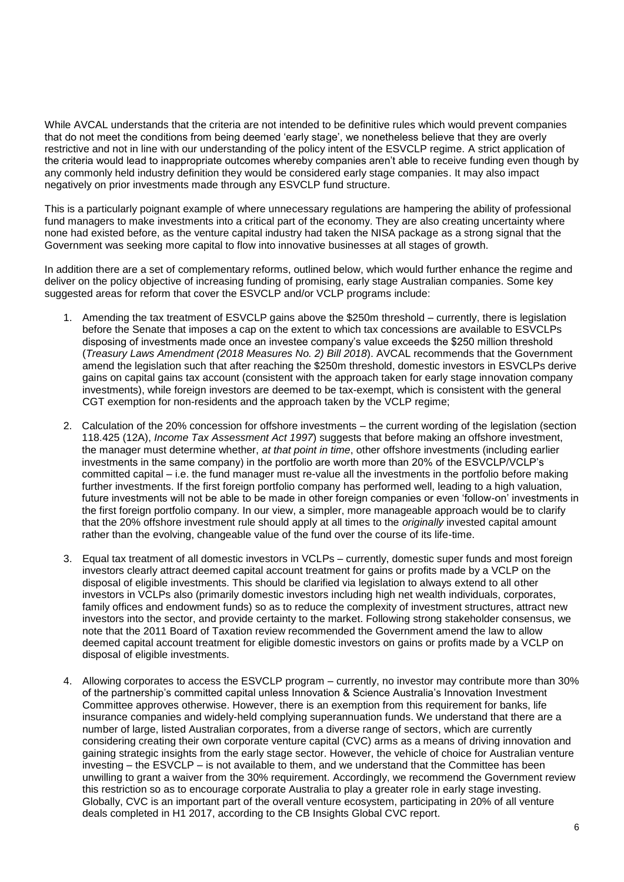While AVCAL understands that the criteria are not intended to be definitive rules which would prevent companies that do not meet the conditions from being deemed 'early stage', we nonetheless believe that they are overly restrictive and not in line with our understanding of the policy intent of the ESVCLP regime. A strict application of the criteria would lead to inappropriate outcomes whereby companies aren't able to receive funding even though by any commonly held industry definition they would be considered early stage companies. It may also impact negatively on prior investments made through any ESVCLP fund structure.

This is a particularly poignant example of where unnecessary regulations are hampering the ability of professional fund managers to make investments into a critical part of the economy. They are also creating uncertainty where none had existed before, as the venture capital industry had taken the NISA package as a strong signal that the Government was seeking more capital to flow into innovative businesses at all stages of growth.

In addition there are a set of complementary reforms, outlined below, which would further enhance the regime and deliver on the policy objective of increasing funding of promising, early stage Australian companies. Some key suggested areas for reform that cover the ESVCLP and/or VCLP programs include:

1. Amending the tax treatment of ESVCLP gains above the $250m threshold – currently, there is legislation before the Senate that imposes a cap on the extent to which tax concessions are available to ESVCLPs disposing of investments made once an investee company's value exceeds the $250 million threshold (*Treasury Laws Amendment (2018 Measures No. 2) Bill 2018*). AVCAL recommends that the Government amend the legislation such that after reaching the $250m threshold, domestic investors in ESVCLPs derive gains on capital gains tax account (consistent with the approach taken for early stage innovation company investments), while foreign investors are deemed to be tax-exempt, which is consistent with the general CGT exemption for non-residents and the approach taken by the VCLP regime;

2. Calculation of the 20% concession for offshore investments – the current wording of the legislation (section 118.425 (12A), *Income Tax Assessment Act 1997*) suggests that before making an offshore investment, the manager must determine whether, *at that point in time*, other offshore investments (including earlier investments in the same company) in the portfolio are worth more than 20% of the ESVCLP/VCLP's committed capital – i.e. the fund manager must re-value all the investments in the portfolio before making further investments. If the first foreign portfolio company has performed well, leading to a high valuation, future investments will not be able to be made in other foreign companies or even 'follow-on' investments in the first foreign portfolio company. In our view, a simpler, more manageable approach would be to clarify that the 20% offshore investment rule should apply at all times to the *originally* invested capital amount rather than the evolving, changeable value of the fund over the course of its life-time.

3. Equal tax treatment of all domestic investors in VCLPs – currently, domestic super funds and most foreign investors clearly attract deemed capital account treatment for gains or profits made by a VCLP on the disposal of eligible investments. This should be clarified via legislation to always extend to all other investors in VCLPs also (primarily domestic investors including high net wealth individuals, corporates, family offices and endowment funds) so as to reduce the complexity of investment structures, attract new investors into the sector, and provide certainty to the market. Following strong stakeholder consensus, we note that the 2011 Board of Taxation review recommended the Government amend the law to allow deemed capital account treatment for eligible domestic investors on gains or profits made by a VCLP on disposal of eligible investments.

4. Allowing corporates to access the ESVCLP program – currently, no investor may contribute more than 30% of the partnership's committed capital unless Innovation & Science Australia's Innovation Investment Committee approves otherwise. However, there is an exemption from this requirement for banks, life insurance companies and widely-held complying superannuation funds. We understand that there are a number of large, listed Australian corporates, from a diverse range of sectors, which are currently considering creating their own corporate venture capital (CVC) arms as a means of driving innovation and gaining strategic insights from the early stage sector. However, the vehicle of choice for Australian venture investing – the ESVCLP – is not available to them, and we understand that the Committee has been unwilling to grant a waiver from the 30% requirement. Accordingly, we recommend the Government review this restriction so as to encourage corporate Australia to play a greater role in early stage investing. Globally, CVC is an important part of the overall venture ecosystem, participating in 20% of all venture deals completed in H1 2017, according to the CB Insights Global CVC report.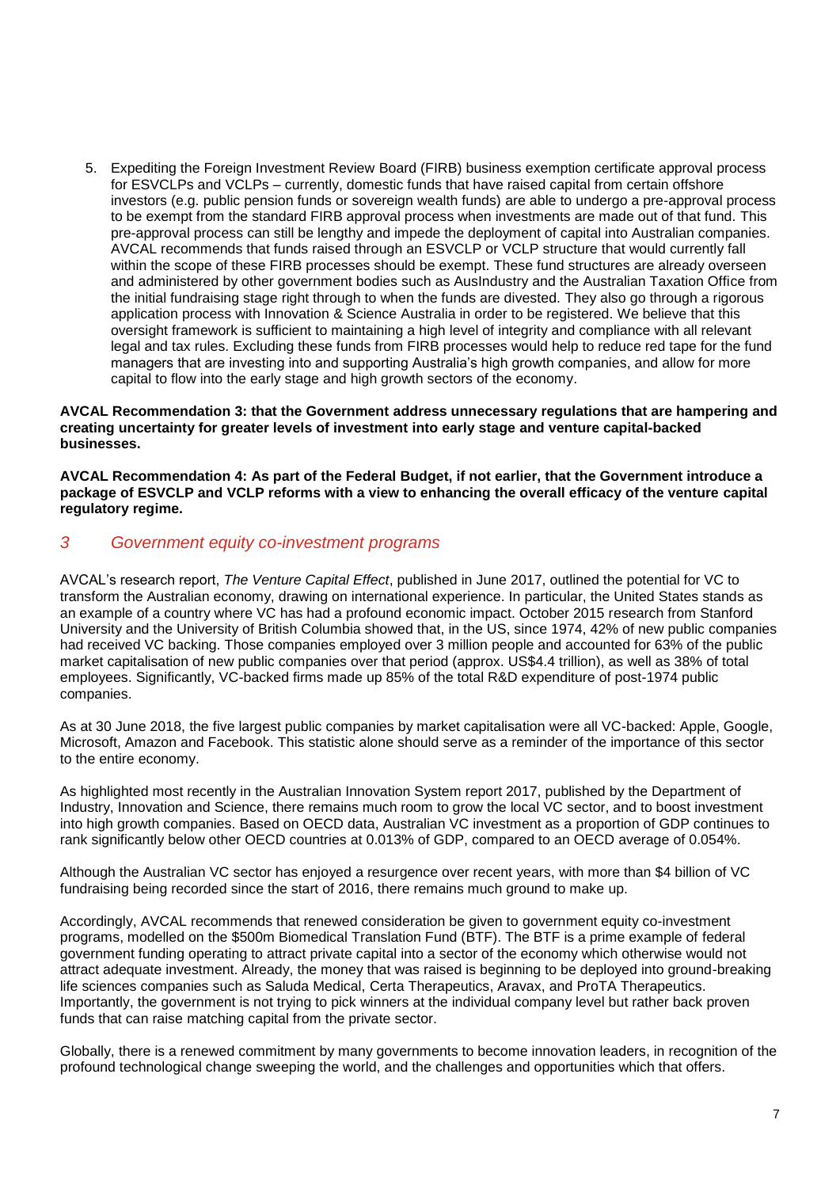5. Expediting the Foreign Investment Review Board (FIRB) business exemption certificate approval process for ESVCLPs and VCLPs – currently, domestic funds that have raised capital from certain offshore investors (e.g. public pension funds or sovereign wealth funds) are able to undergo a pre-approval process to be exempt from the standard FIRB approval process when investments are made out of that fund. This pre-approval process can still be lengthy and impede the deployment of capital into Australian companies. AVCAL recommends that funds raised through an ESVCLP or VCLP structure that would currently fall within the scope of these FIRB processes should be exempt. These fund structures are already overseen and administered by other government bodies such as AusIndustry and the Australian Taxation Office from the initial fundraising stage right through to when the funds are divested. They also go through a rigorous application process with Innovation & Science Australia in order to be registered. We believe that this oversight framework is sufficient to maintaining a high level of integrity and compliance with all relevant legal and tax rules. Excluding these funds from FIRB processes would help to reduce red tape for the fund managers that are investing into and supporting Australia's high growth companies, and allow for more capital to flow into the early stage and high growth sectors of the economy.

**AVCAL Recommendation 3: that the Government address unnecessary regulations that are hampering and creating uncertainty for greater levels of investment into early stage and venture capital-backed businesses.**

**AVCAL Recommendation 4: As part of the Federal Budget, if not earlier, that the Government introduce a package of ESVCLP and VCLP reforms with a view to enhancing the overall efficacy of the venture capital regulatory regime.**

## *3 Government equity co-investment programs*

AVCAL's research report, *The Venture Capital Effect*, published in June 2017, outlined the potential for VC to transform the Australian economy, drawing on international experience. In particular, the United States stands as an example of a country where VC has had a profound economic impact. October 2015 research from Stanford University and the University of British Columbia showed that, in the US, since 1974, 42% of new public companies had received VC backing. Those companies employed over 3 million people and accounted for 63% of the public market capitalisation of new public companies over that period (approx. US$4.4 trillion), as well as 38% of total employees. Significantly, VC-backed firms made up 85% of the total R&D expenditure of post-1974 public companies.

As at 30 June 2018, the five largest public companies by market capitalisation were all VC-backed: Apple, Google, Microsoft, Amazon and Facebook. This statistic alone should serve as a reminder of the importance of this sector to the entire economy.

As highlighted most recently in the Australian Innovation System report 2017, published by the Department of Industry, Innovation and Science, there remains much room to grow the local VC sector, and to boost investment into high growth companies. Based on OECD data, Australian VC investment as a proportion of GDP continues to rank significantly below other OECD countries at 0.013% of GDP, compared to an OECD average of 0.054%.

Although the Australian VC sector has enjoyed a resurgence over recent years, with more than $4 billion of VC fundraising being recorded since the start of 2016, there remains much ground to make up.

Accordingly, AVCAL recommends that renewed consideration be given to government equity co-investment programs, modelled on the $500m Biomedical Translation Fund (BTF). The BTF is a prime example of federal government funding operating to attract private capital into a sector of the economy which otherwise would not attract adequate investment. Already, the money that was raised is beginning to be deployed into ground-breaking life sciences companies such as Saluda Medical, Certa Therapeutics, Aravax, and ProTA Therapeutics. Importantly, the government is not trying to pick winners at the individual company level but rather back proven funds that can raise matching capital from the private sector.

Globally, there is a renewed commitment by many governments to become innovation leaders, in recognition of the profound technological change sweeping the world, and the challenges and opportunities which that offers.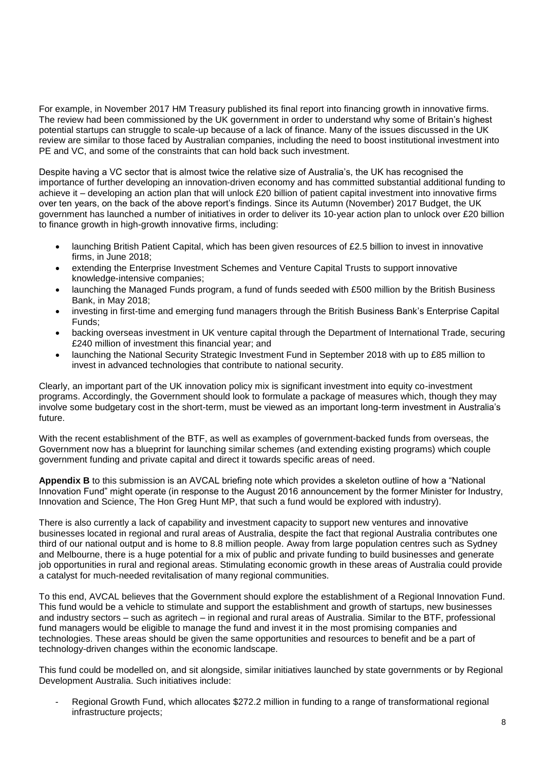For example, in November 2017 HM Treasury published its final report into financing growth in innovative firms. The review had been commissioned by the UK government in order to understand why some of Britain's highest potential startups can struggle to scale-up because of a lack of finance. Many of the issues discussed in the UK review are similar to those faced by Australian companies, including the need to boost institutional investment into PE and VC, and some of the constraints that can hold back such investment.

Despite having a VC sector that is almost twice the relative size of Australia's, the UK has recognised the importance of further developing an innovation-driven economy and has committed substantial additional funding to achieve it – developing an action plan that will unlock £20 billion of patient capital investment into innovative firms over ten years, on the back of the above report's findings. Since its Autumn (November) 2017 Budget, the UK government has launched a number of initiatives in order to deliver its 10-year action plan to unlock over £20 billion to finance growth in high-growth innovative firms, including:

- launching British Patient Capital, which has been given resources of £2.5 billion to invest in innovative firms, in June 2018;
- extending the Enterprise Investment Schemes and Venture Capital Trusts to support innovative knowledge-intensive companies;
- launching the Managed Funds program, a fund of funds seeded with £500 million by the British Business Bank, in May 2018;
- investing in first-time and emerging fund managers through the British Business Bank's Enterprise Capital Funds;
- backing overseas investment in UK venture capital through the Department of International Trade, securing £240 million of investment this financial year; and
- launching the National Security Strategic Investment Fund in September 2018 with up to £85 million to invest in advanced technologies that contribute to national security.

Clearly, an important part of the UK innovation policy mix is significant investment into equity co-investment programs. Accordingly, the Government should look to formulate a package of measures which, though they may involve some budgetary cost in the short-term, must be viewed as an important long-term investment in Australia's future.

With the recent establishment of the BTF, as well as examples of government-backed funds from overseas, the Government now has a blueprint for launching similar schemes (and extending existing programs) which couple government funding and private capital and direct it towards specific areas of need.

**Appendix B** to this submission is an AVCAL briefing note which provides a skeleton outline of how a "National Innovation Fund" might operate (in response to the August 2016 announcement by the former Minister for Industry, Innovation and Science, The Hon Greg Hunt MP, that such a fund would be explored with industry).

There is also currently a lack of capability and investment capacity to support new ventures and innovative businesses located in regional and rural areas of Australia, despite the fact that regional Australia contributes one third of our national output and is home to 8.8 million people. Away from large population centres such as Sydney and Melbourne, there is a huge potential for a mix of public and private funding to build businesses and generate job opportunities in rural and regional areas. Stimulating economic growth in these areas of Australia could provide a catalyst for much-needed revitalisation of many regional communities.

To this end, AVCAL believes that the Government should explore the establishment of a Regional Innovation Fund. This fund would be a vehicle to stimulate and support the establishment and growth of startups, new businesses and industry sectors – such as agritech – in regional and rural areas of Australia. Similar to the BTF, professional fund managers would be eligible to manage the fund and invest it in the most promising companies and technologies. These areas should be given the same opportunities and resources to benefit and be a part of technology-driven changes within the economic landscape.

This fund could be modelled on, and sit alongside, similar initiatives launched by state governments or by Regional Development Australia. Such initiatives include:

- Regional Growth Fund, which allocates $272.2 million in funding to a range of transformational regional infrastructure projects;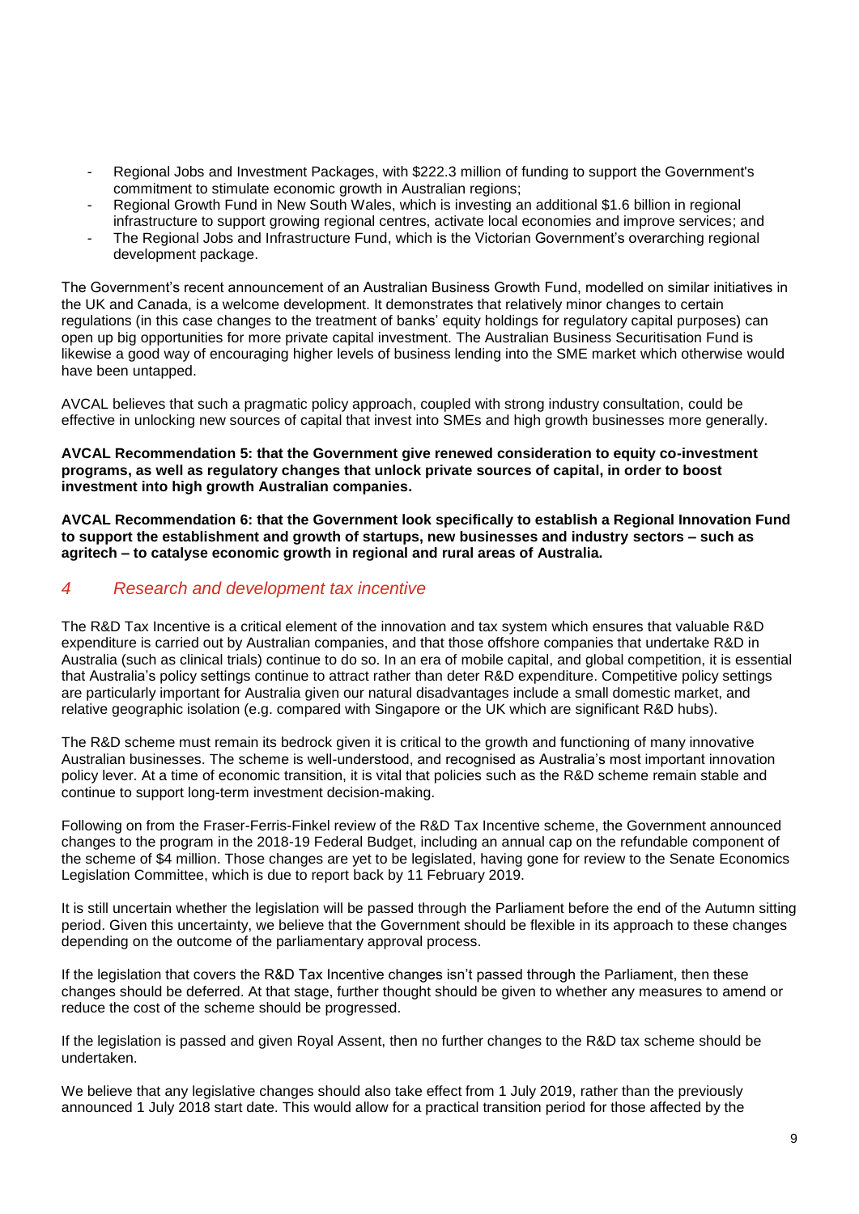- Regional Jobs and Investment Packages, with $222.3 million of funding to support the Government's commitment to stimulate economic growth in Australian regions;
- Regional Growth Fund in New South Wales, which is investing an additional $1.6 billion in regional infrastructure to support growing regional centres, activate local economies and improve services; and
- The Regional Jobs and Infrastructure Fund, which is the Victorian Government's overarching regional development package.

The Government's recent announcement of an Australian Business Growth Fund, modelled on similar initiatives in the UK and Canada, is a welcome development. It demonstrates that relatively minor changes to certain regulations (in this case changes to the treatment of banks' equity holdings for regulatory capital purposes) can open up big opportunities for more private capital investment. The Australian Business Securitisation Fund is likewise a good way of encouraging higher levels of business lending into the SME market which otherwise would have been untapped.

AVCAL believes that such a pragmatic policy approach, coupled with strong industry consultation, could be effective in unlocking new sources of capital that invest into SMEs and high growth businesses more generally.

**AVCAL Recommendation 5: that the Government give renewed consideration to equity co-investment programs, as well as regulatory changes that unlock private sources of capital, in order to boost investment into high growth Australian companies.**

**AVCAL Recommendation 6: that the Government look specifically to establish a Regional Innovation Fund to support the establishment and growth of startups, new businesses and industry sectors – such as agritech – to catalyse economic growth in regional and rural areas of Australia.**

## *4 Research and development tax incentive*

The R&D Tax Incentive is a critical element of the innovation and tax system which ensures that valuable R&D expenditure is carried out by Australian companies, and that those offshore companies that undertake R&D in Australia (such as clinical trials) continue to do so. In an era of mobile capital, and global competition, it is essential that Australia's policy settings continue to attract rather than deter R&D expenditure. Competitive policy settings are particularly important for Australia given our natural disadvantages include a small domestic market, and relative geographic isolation (e.g. compared with Singapore or the UK which are significant R&D hubs).

The R&D scheme must remain its bedrock given it is critical to the growth and functioning of many innovative Australian businesses. The scheme is well-understood, and recognised as Australia's most important innovation policy lever. At a time of economic transition, it is vital that policies such as the R&D scheme remain stable and continue to support long-term investment decision-making.

Following on from the Fraser-Ferris-Finkel review of the R&D Tax Incentive scheme, the Government announced changes to the program in the 2018-19 Federal Budget, including an annual cap on the refundable component of the scheme of $4 million. Those changes are yet to be legislated, having gone for review to the Senate Economics Legislation Committee, which is due to report back by 11 February 2019.

It is still uncertain whether the legislation will be passed through the Parliament before the end of the Autumn sitting period. Given this uncertainty, we believe that the Government should be flexible in its approach to these changes depending on the outcome of the parliamentary approval process.

If the legislation that covers the R&D Tax Incentive changes isn't passed through the Parliament, then these changes should be deferred. At that stage, further thought should be given to whether any measures to amend or reduce the cost of the scheme should be progressed.

If the legislation is passed and given Royal Assent, then no further changes to the R&D tax scheme should be undertaken.

We believe that any legislative changes should also take effect from 1 July 2019, rather than the previously announced 1 July 2018 start date. This would allow for a practical transition period for those affected by the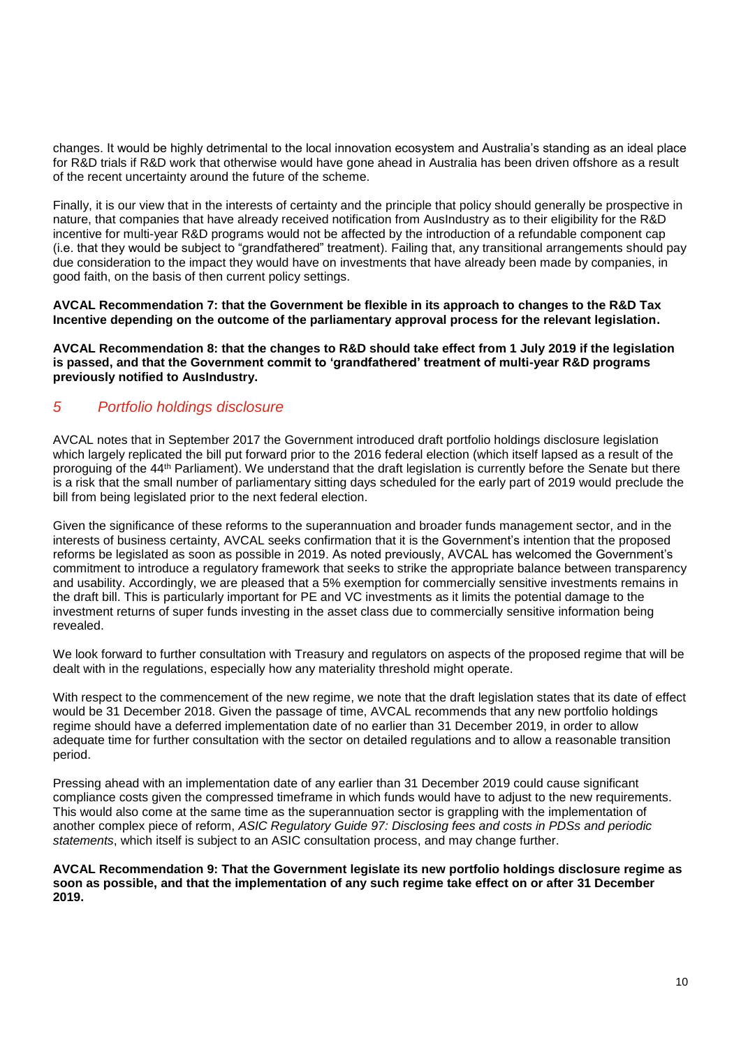changes. It would be highly detrimental to the local innovation ecosystem and Australia's standing as an ideal place for R&D trials if R&D work that otherwise would have gone ahead in Australia has been driven offshore as a result of the recent uncertainty around the future of the scheme.

Finally, it is our view that in the interests of certainty and the principle that policy should generally be prospective in nature, that companies that have already received notification from AusIndustry as to their eligibility for the R&D incentive for multi-year R&D programs would not be affected by the introduction of a refundable component cap (i.e. that they would be subject to "grandfathered" treatment). Failing that, any transitional arrangements should pay due consideration to the impact they would have on investments that have already been made by companies, in good faith, on the basis of then current policy settings.

**AVCAL Recommendation 7: that the Government be flexible in its approach to changes to the R&D Tax Incentive depending on the outcome of the parliamentary approval process for the relevant legislation.**

**AVCAL Recommendation 8: that the changes to R&D should take effect from 1 July 2019 if the legislation is passed, and that the Government commit to 'grandfathered' treatment of multi-year R&D programs previously notified to AusIndustry.**

## *5 Portfolio holdings disclosure*

AVCAL notes that in September 2017 the Government introduced draft portfolio holdings disclosure legislation which largely replicated the bill put forward prior to the 2016 federal election (which itself lapsed as a result of the proroguing of the 44th Parliament). We understand that the draft legislation is currently before the Senate but there is a risk that the small number of parliamentary sitting days scheduled for the early part of 2019 would preclude the bill from being legislated prior to the next federal election.

Given the significance of these reforms to the superannuation and broader funds management sector, and in the interests of business certainty, AVCAL seeks confirmation that it is the Government's intention that the proposed reforms be legislated as soon as possible in 2019. As noted previously, AVCAL has welcomed the Government's commitment to introduce a regulatory framework that seeks to strike the appropriate balance between transparency and usability. Accordingly, we are pleased that a 5% exemption for commercially sensitive investments remains in the draft bill. This is particularly important for PE and VC investments as it limits the potential damage to the investment returns of super funds investing in the asset class due to commercially sensitive information being revealed.

We look forward to further consultation with Treasury and regulators on aspects of the proposed regime that will be dealt with in the regulations, especially how any materiality threshold might operate.

With respect to the commencement of the new regime, we note that the draft legislation states that its date of effect would be 31 December 2018. Given the passage of time, AVCAL recommends that any new portfolio holdings regime should have a deferred implementation date of no earlier than 31 December 2019, in order to allow adequate time for further consultation with the sector on detailed regulations and to allow a reasonable transition period.

Pressing ahead with an implementation date of any earlier than 31 December 2019 could cause significant compliance costs given the compressed timeframe in which funds would have to adjust to the new requirements. This would also come at the same time as the superannuation sector is grappling with the implementation of another complex piece of reform, *ASIC Regulatory Guide 97: Disclosing fees and costs in PDSs and periodic statements*, which itself is subject to an ASIC consultation process, and may change further.

**AVCAL Recommendation 9: That the Government legislate its new portfolio holdings disclosure regime as soon as possible, and that the implementation of any such regime take effect on or after 31 December 2019.**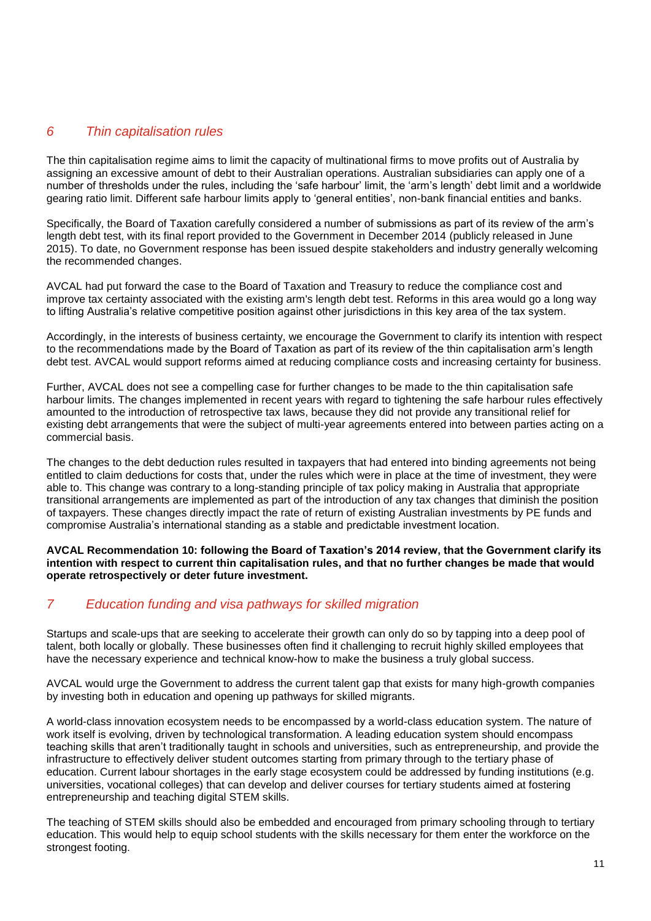## *6 Thin capitalisation rules*

The thin capitalisation regime aims to limit the capacity of multinational firms to move profits out of Australia by assigning an excessive amount of debt to their Australian operations. Australian subsidiaries can apply one of a number of thresholds under the rules, including the 'safe harbour' limit, the 'arm's length' debt limit and a worldwide gearing ratio limit. Different safe harbour limits apply to 'general entities', non-bank financial entities and banks.

Specifically, the Board of Taxation carefully considered a number of submissions as part of its review of the arm's length debt test, with its final report provided to the Government in December 2014 (publicly released in June 2015). To date, no Government response has been issued despite stakeholders and industry generally welcoming the recommended changes.

AVCAL had put forward the case to the Board of Taxation and Treasury to reduce the compliance cost and improve tax certainty associated with the existing arm's length debt test. Reforms in this area would go a long way to lifting Australia's relative competitive position against other jurisdictions in this key area of the tax system.

Accordingly, in the interests of business certainty, we encourage the Government to clarify its intention with respect to the recommendations made by the Board of Taxation as part of its review of the thin capitalisation arm's length debt test. AVCAL would support reforms aimed at reducing compliance costs and increasing certainty for business.

Further, AVCAL does not see a compelling case for further changes to be made to the thin capitalisation safe harbour limits. The changes implemented in recent years with regard to tightening the safe harbour rules effectively amounted to the introduction of retrospective tax laws, because they did not provide any transitional relief for existing debt arrangements that were the subject of multi-year agreements entered into between parties acting on a commercial basis.

The changes to the debt deduction rules resulted in taxpayers that had entered into binding agreements not being entitled to claim deductions for costs that, under the rules which were in place at the time of investment, they were able to. This change was contrary to a long-standing principle of tax policy making in Australia that appropriate transitional arrangements are implemented as part of the introduction of any tax changes that diminish the position of taxpayers. These changes directly impact the rate of return of existing Australian investments by PE funds and compromise Australia's international standing as a stable and predictable investment location.

**AVCAL Recommendation 10: following the Board of Taxation's 2014 review, that the Government clarify its intention with respect to current thin capitalisation rules, and that no further changes be made that would operate retrospectively or deter future investment.**

## *7 Education funding and visa pathways for skilled migration*

Startups and scale-ups that are seeking to accelerate their growth can only do so by tapping into a deep pool of talent, both locally or globally. These businesses often find it challenging to recruit highly skilled employees that have the necessary experience and technical know-how to make the business a truly global success.

AVCAL would urge the Government to address the current talent gap that exists for many high-growth companies by investing both in education and opening up pathways for skilled migrants.

A world-class innovation ecosystem needs to be encompassed by a world-class education system. The nature of work itself is evolving, driven by technological transformation. A leading education system should encompass teaching skills that aren't traditionally taught in schools and universities, such as entrepreneurship, and provide the infrastructure to effectively deliver student outcomes starting from primary through to the tertiary phase of education. Current labour shortages in the early stage ecosystem could be addressed by funding institutions (e.g. universities, vocational colleges) that can develop and deliver courses for tertiary students aimed at fostering entrepreneurship and teaching digital STEM skills.

The teaching of STEM skills should also be embedded and encouraged from primary schooling through to tertiary education. This would help to equip school students with the skills necessary for them enter the workforce on the strongest footing.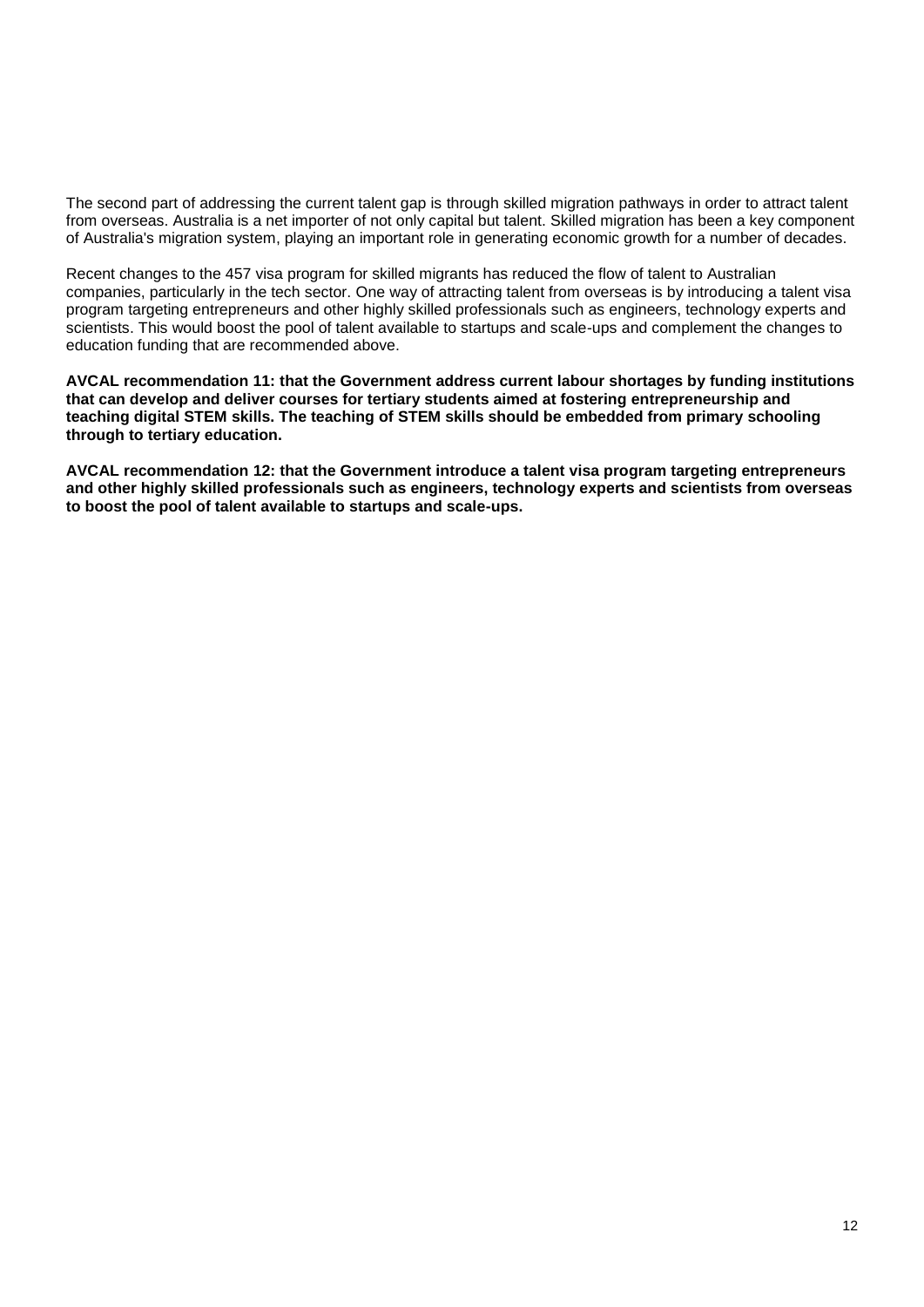The second part of addressing the current talent gap is through skilled migration pathways in order to attract talent from overseas. Australia is a net importer of not only capital but talent. Skilled migration has been a key component of Australia's migration system, playing an important role in generating economic growth for a number of decades.

Recent changes to the 457 visa program for skilled migrants has reduced the flow of talent to Australian companies, particularly in the tech sector. One way of attracting talent from overseas is by introducing a talent visa program targeting entrepreneurs and other highly skilled professionals such as engineers, technology experts and scientists. This would boost the pool of talent available to startups and scale-ups and complement the changes to education funding that are recommended above.

**AVCAL recommendation 11: that the Government address current labour shortages by funding institutions that can develop and deliver courses for tertiary students aimed at fostering entrepreneurship and teaching digital STEM skills. The teaching of STEM skills should be embedded from primary schooling through to tertiary education.**

**AVCAL recommendation 12: that the Government introduce a talent visa program targeting entrepreneurs and other highly skilled professionals such as engineers, technology experts and scientists from overseas to boost the pool of talent available to startups and scale-ups.**